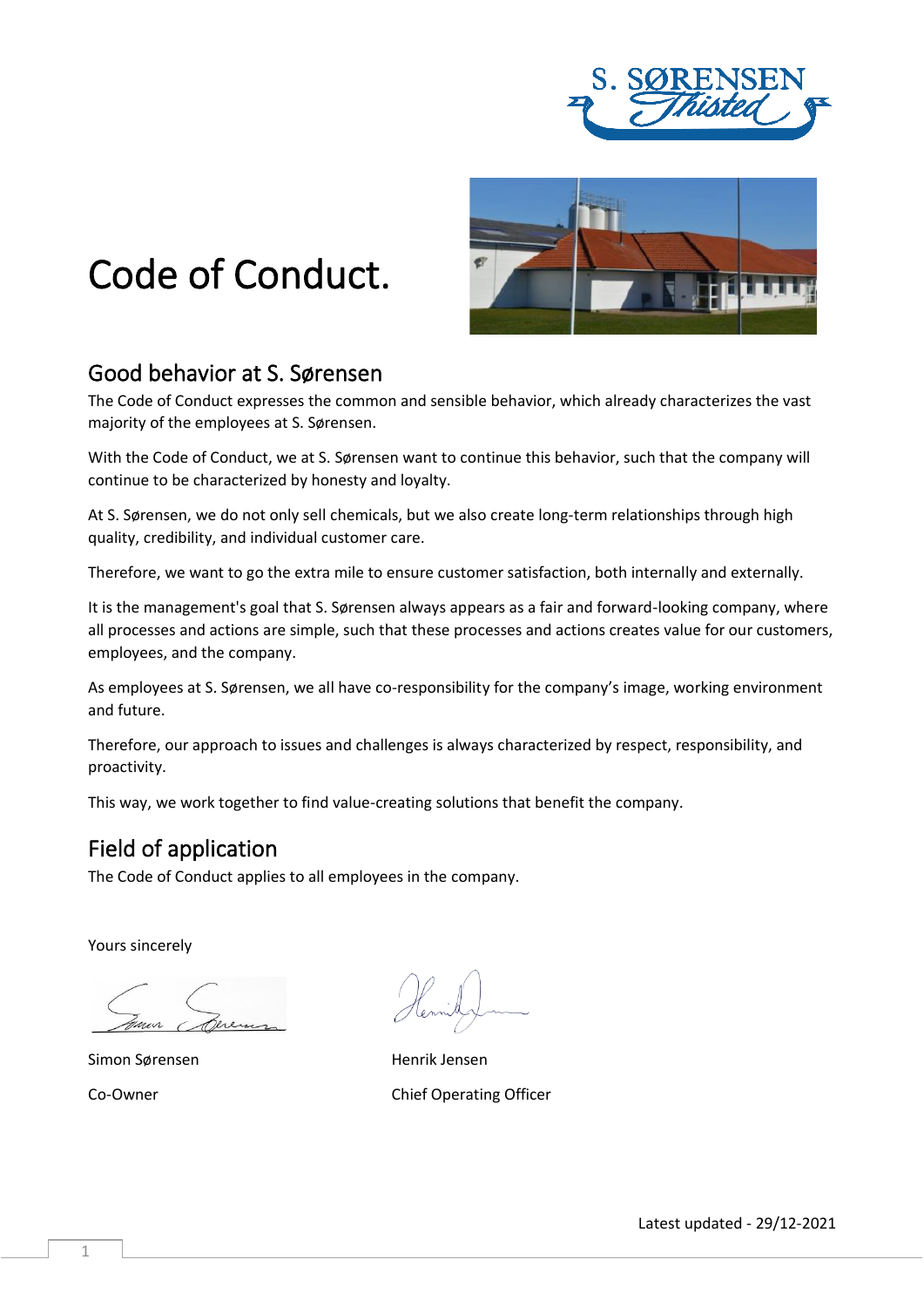# Code of Conduct.

## Good behavior at S. Sørensen

The Code of Conduct expresses the common and sensible behavior, which already characterizes the vast majority of the employees at S. Sørensen.

With the Code of Conduct, we at S. Sørensen want to continue this behavior, such that the company will continue to be characterized by honesty and loyalty.

At S. Sørensen, we do not only sell chemicals, but we also create long-term relationships through high quality, credibility, and individual customer care.

Therefore, we want to go the extra mile to ensure customer satisfaction, both internally and externally.

It is the management's goal that S. Sørensen always appears as a fair and forward-looking company, where all processes and actions are simple, such that these processes and actions creates value for our customers, employees, and the company.

As employees at S. Sørensen, we all have co-responsibility for the company's image, working environment and future.

Therefore, our approach to issues and challenges is always characterized by respect, responsibility, and proactivity.

This way, we work together to find value-creating solutions that benefit the company.

## Field of application

The Code of Conduct applies to all employees in the company.

Yours sincerely

Simon Sørensen
Co-Owner

Henrik Jensen
Chief Operating Officer

Latest updated - 29/12-2021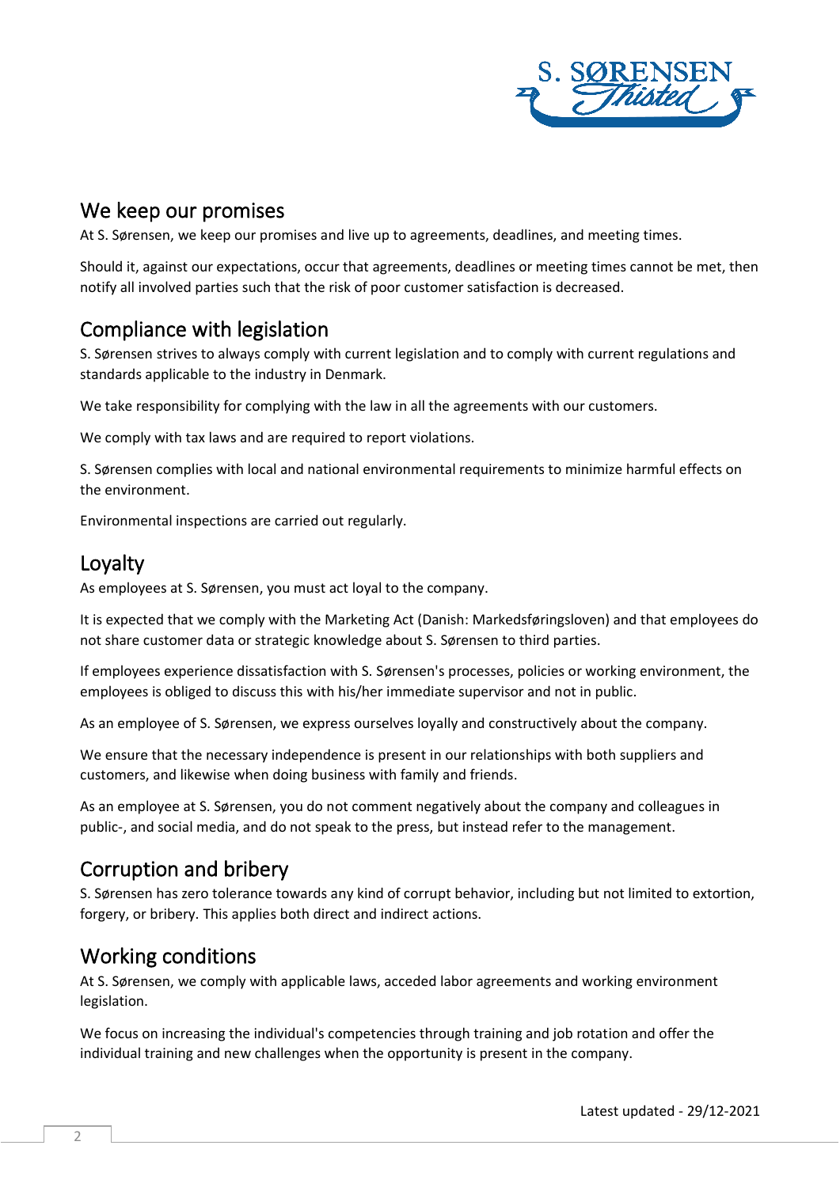## We keep our promises

At S. Sørensen, we keep our promises and live up to agreements, deadlines, and meeting times.

Should it, against our expectations, occur that agreements, deadlines or meeting times cannot be met, then notify all involved parties such that the risk of poor customer satisfaction is decreased.

## Compliance with legislation

S. Sørensen strives to always comply with current legislation and to comply with current regulations and standards applicable to the industry in Denmark.

We take responsibility for complying with the law in all the agreements with our customers.

We comply with tax laws and are required to report violations.

S. Sørensen complies with local and national environmental requirements to minimize harmful effects on the environment.

Environmental inspections are carried out regularly.

## Loyalty

As employees at S. Sørensen, you must act loyal to the company.

It is expected that we comply with the Marketing Act (Danish: Markedsføringsloven) and that employees do not share customer data or strategic knowledge about S. Sørensen to third parties.

If employees experience dissatisfaction with S. Sørensen's processes, policies or working environment, the employees is obliged to discuss this with his/her immediate supervisor and not in public.

As an employee of S. Sørensen, we express ourselves loyally and constructively about the company.

We ensure that the necessary independence is present in our relationships with both suppliers and customers, and likewise when doing business with family and friends.

As an employee at S. Sørensen, you do not comment negatively about the company and colleagues in public-, and social media, and do not speak to the press, but instead refer to the management.

## Corruption and bribery

S. Sørensen has zero tolerance towards any kind of corrupt behavior, including but not limited to extortion, forgery, or bribery. This applies both direct and indirect actions.

## Working conditions

At S. Sørensen, we comply with applicable laws, acceded labor agreements and working environment legislation.

We focus on increasing the individual's competencies through training and job rotation and offer the individual training and new challenges when the opportunity is present in the company.

Latest updated - 29/12-2021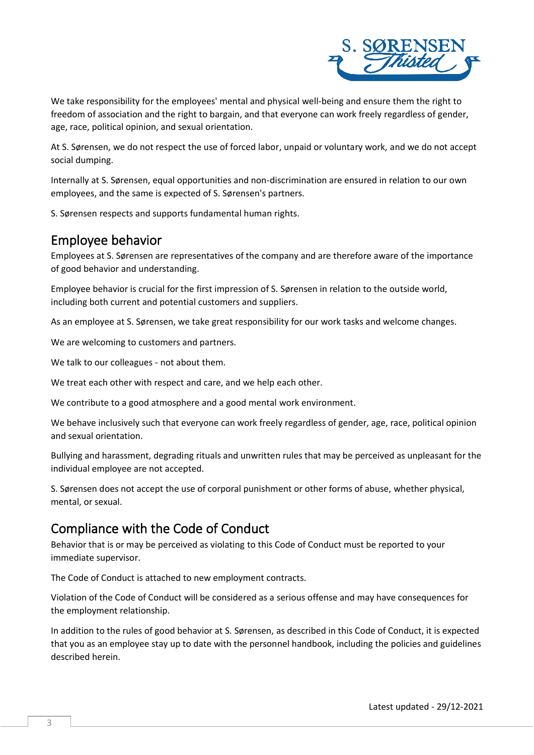We take responsibility for the employees' mental and physical well-being and ensure them the right to freedom of association and the right to bargain, and that everyone can work freely regardless of gender, age, race, political opinion, and sexual orientation.

At S. Sørensen, we do not respect the use of forced labor, unpaid or voluntary work, and we do not accept social dumping.

Internally at S. Sørensen, equal opportunities and non-discrimination are ensured in relation to our own employees, and the same is expected of S. Sørensen's partners.

S. Sørensen respects and supports fundamental human rights.

## Employee behavior

Employees at S. Sørensen are representatives of the company and are therefore aware of the importance of good behavior and understanding.

Employee behavior is crucial for the first impression of S. Sørensen in relation to the outside world, including both current and potential customers and suppliers.

As an employee at S. Sørensen, we take great responsibility for our work tasks and welcome changes.

We are welcoming to customers and partners.

We talk to our colleagues - not about them.

We treat each other with respect and care, and we help each other.

We contribute to a good atmosphere and a good mental work environment.

We behave inclusively such that everyone can work freely regardless of gender, age, race, political opinion and sexual orientation.

Bullying and harassment, degrading rituals and unwritten rules that may be perceived as unpleasant for the individual employee are not accepted.

S. Sørensen does not accept the use of corporal punishment or other forms of abuse, whether physical, mental, or sexual.

## Compliance with the Code of Conduct

Behavior that is or may be perceived as violating to this Code of Conduct must be reported to your immediate supervisor.

The Code of Conduct is attached to new employment contracts.

Violation of the Code of Conduct will be considered as a serious offense and may have consequences for the employment relationship.

In addition to the rules of good behavior at S. Sørensen, as described in this Code of Conduct, it is expected that you as an employee stay up to date with the personnel handbook, including the policies and guidelines described herein.

Latest updated - 29/12-2021